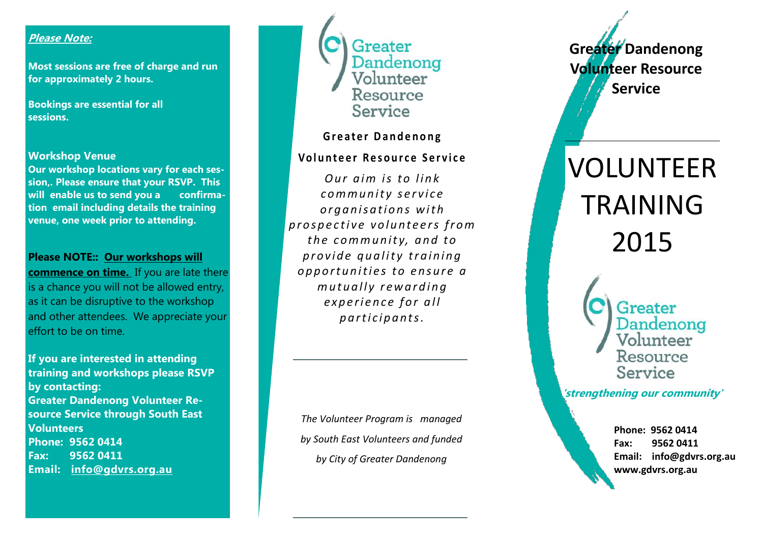***Please Note:***

**Most sessions are free of charge and run for approximately 2 hours.**

**Bookings are essential for all sessions.**

**Workshop Venue**

**Our workshop locations vary for each session,. Please ensure that your RSVP. This will enable us to send you a confirmation email including details the training venue, one week prior to attending.**

**Please NOTE:: Our workshops will commence on time.** If you are late there is a chance you will not be allowed entry, as it can be disruptive to the workshop and other attendees. We appreciate your effort to be on time.

**If you are interested in attending training and workshops please RSVP by contacting:**
**Greater Dandenong Volunteer Resource Service through South East Volunteers**
**Phone: 9562 0414**
**Fax: 9562 0411**
**Email: info@gdvrs.org.au**

Greater Dandenong Volunteer Resource Service

**Greater Dandenong**

**Volunteer Resource Service**

*Our aim is to link community service organisations with prospective volunteers from the community, and to provide quality training opportunities to ensure a mutually rewarding experience for all participants.*

*The Volunteer Program is managed by South East Volunteers and funded by City of Greater Dandenong*

**Greater Dandenong Volunteer Resource Service**

# VOLUNTEER TRAINING 2015

Greater Dandenong Volunteer Resource Service

***'strengthening our community'***

**Phone: 9562 0414**
**Fax: 9562 0411**
**Email: info@gdvrs.org.au**
**www.gdvrs.org.au**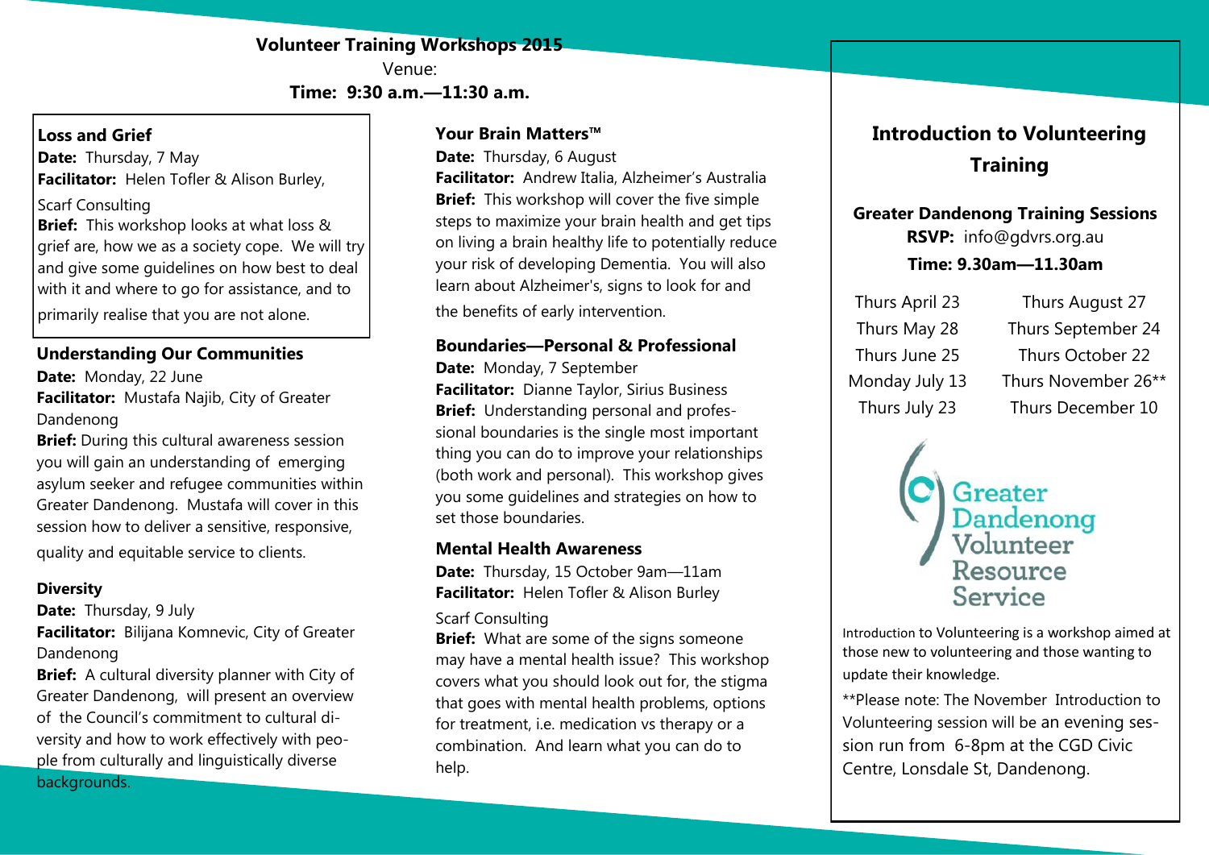## Volunteer Training Workshops 2015

Venue:

**Time: 9:30 a.m.—11:30 a.m.**

### Loss and Grief

**Date:** Thursday, 7 May

**Facilitator:** Helen Tofler & Alison Burley, Scarf Consulting

**Brief:** This workshop looks at what loss & grief are, how we as a society cope. We will try and give some guidelines on how best to deal with it and where to go for assistance, and to primarily realise that you are not alone.

### Understanding Our Communities

**Date:** Monday, 22 June

**Facilitator:** Mustafa Najib, City of Greater Dandenong

**Brief:** During this cultural awareness session you will gain an understanding of emerging asylum seeker and refugee communities within Greater Dandenong. Mustafa will cover in this session how to deliver a sensitive, responsive, quality and equitable service to clients.

### Diversity

**Date:** Thursday, 9 July

**Facilitator:** Bilijana Komnevic, City of Greater Dandenong

**Brief:** A cultural diversity planner with City of Greater Dandenong, will present an overview of the Council's commitment to cultural diversity and how to work effectively with people from culturally and linguistically diverse backgrounds.

### Your Brain Matters™

**Date:** Thursday, 6 August

**Facilitator:** Andrew Italia, Alzheimer's Australia

**Brief:** This workshop will cover the five simple steps to maximize your brain health and get tips on living a brain healthy life to potentially reduce your risk of developing Dementia. You will also learn about Alzheimer's, signs to look for and the benefits of early intervention.

### Boundaries—Personal & Professional

**Date:** Monday, 7 September

**Facilitator:** Dianne Taylor, Sirius Business

**Brief:** Understanding personal and professional boundaries is the single most important thing you can do to improve your relationships (both work and personal). This workshop gives you some guidelines and strategies on how to set those boundaries.

### Mental Health Awareness

**Date:** Thursday, 15 October 9am—11am

**Facilitator:** Helen Tofler & Alison Burley Scarf Consulting

**Brief:** What are some of the signs someone may have a mental health issue? This workshop covers what you should look out for, the stigma that goes with mental health problems, options for treatment, i.e. medication vs therapy or a combination. And learn what you can do to help.

## Introduction to Volunteering Training

**Greater Dandenong Training Sessions**

**RSVP:** info@gdvrs.org.au

**Time: 9.30am—11.30am**

| | |
|---|---|
| Thurs April 23 | Thurs August 27 |
| Thurs May 28 | Thurs September 24 |
| Thurs June 25 | Thurs October 22 |
| Monday July 13 | Thurs November 26** |
| Thurs July 23 | Thurs December 10 |

Greater Dandenong Volunteer Resource Service

Introduction to Volunteering is a workshop aimed at those new to volunteering and those wanting to update their knowledge.

**Please note: The November Introduction to Volunteering session will be an evening session run from 6-8pm at the CGD Civic Centre, Lonsdale St, Dandenong.